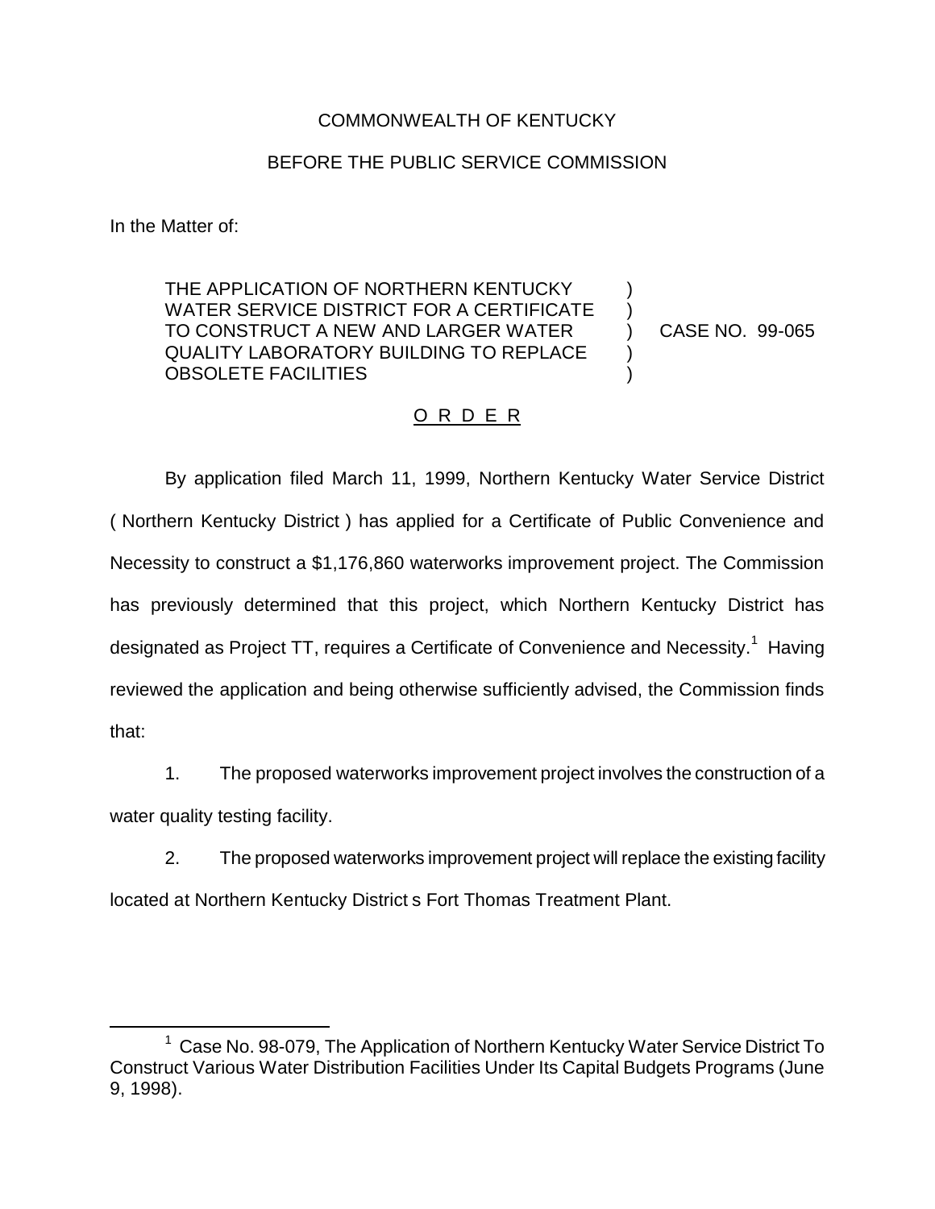COMMONWEALTH OF KENTUCKY

BEFORE THE PUBLIC SERVICE COMMISSION

In the Matter of:

| | | |
|---|---|---|
| THE APPLICATION OF NORTHERN KENTUCKY WATER SERVICE DISTRICT FOR A CERTIFICATE TO CONSTRUCT A NEW AND LARGER WATER QUALITY LABORATORY BUILDING TO REPLACE OBSOLETE FACILITIES | ) ) ) ) ) | CASE NO. 99-065 |

## O R D E R

By application filed March 11, 1999, Northern Kentucky Water Service District ( Northern Kentucky District ) has applied for a Certificate of Public Convenience and Necessity to construct a $1,176,860 waterworks improvement project. The Commission has previously determined that this project, which Northern Kentucky District has designated as Project TT, requires a Certificate of Convenience and Necessity.[1] Having reviewed the application and being otherwise sufficiently advised, the Commission finds that:

1. The proposed waterworks improvement project involves the construction of a water quality testing facility.

2. The proposed waterworks improvement project will replace the existing facility located at Northern Kentucky District s Fort Thomas Treatment Plant.

[1] Case No. 98-079, The Application of Northern Kentucky Water Service District To Construct Various Water Distribution Facilities Under Its Capital Budgets Programs (June 9, 1998).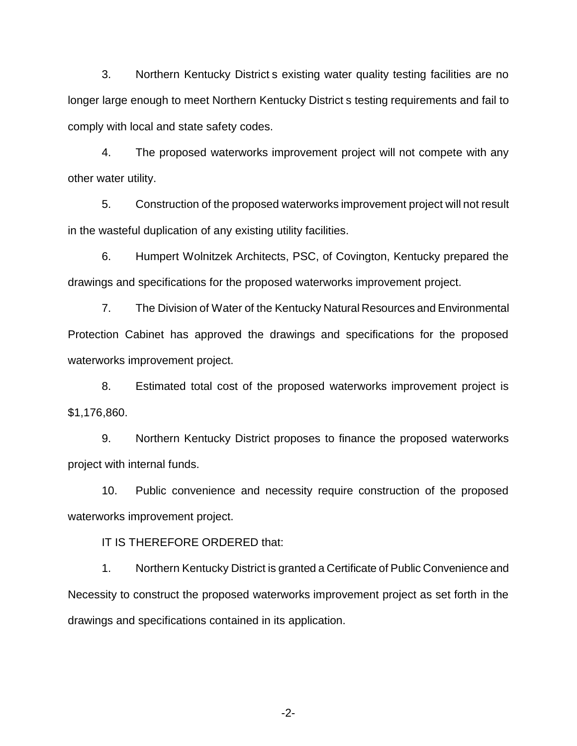3. Northern Kentucky District s existing water quality testing facilities are no longer large enough to meet Northern Kentucky District s testing requirements and fail to comply with local and state safety codes.

4. The proposed waterworks improvement project will not compete with any other water utility.

5. Construction of the proposed waterworks improvement project will not result in the wasteful duplication of any existing utility facilities.

6. Humpert Wolnitzek Architects, PSC, of Covington, Kentucky prepared the drawings and specifications for the proposed waterworks improvement project.

7. The Division of Water of the Kentucky Natural Resources and Environmental Protection Cabinet has approved the drawings and specifications for the proposed waterworks improvement project.

8. Estimated total cost of the proposed waterworks improvement project is $1,176,860.

9. Northern Kentucky District proposes to finance the proposed waterworks project with internal funds.

10. Public convenience and necessity require construction of the proposed waterworks improvement project.

IT IS THEREFORE ORDERED that:

1. Northern Kentucky District is granted a Certificate of Public Convenience and Necessity to construct the proposed waterworks improvement project as set forth in the drawings and specifications contained in its application.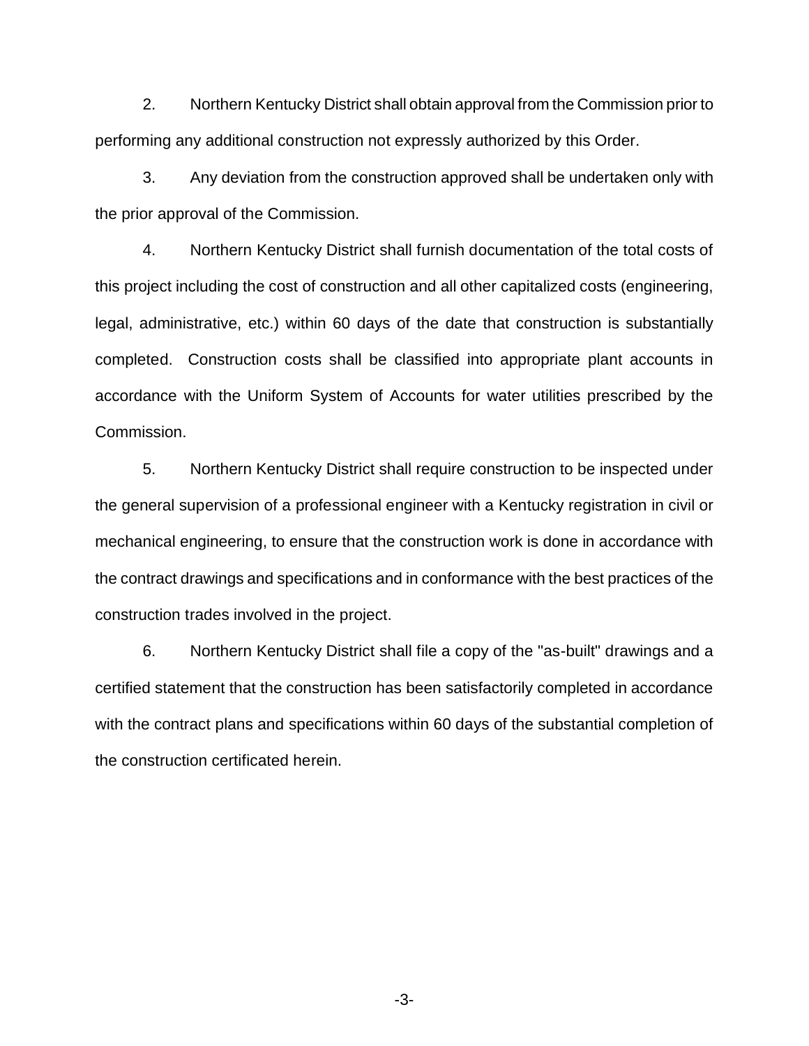2. Northern Kentucky District shall obtain approval from the Commission prior to performing any additional construction not expressly authorized by this Order.

3. Any deviation from the construction approved shall be undertaken only with the prior approval of the Commission.

4. Northern Kentucky District shall furnish documentation of the total costs of this project including the cost of construction and all other capitalized costs (engineering, legal, administrative, etc.) within 60 days of the date that construction is substantially completed. Construction costs shall be classified into appropriate plant accounts in accordance with the Uniform System of Accounts for water utilities prescribed by the Commission.

5. Northern Kentucky District shall require construction to be inspected under the general supervision of a professional engineer with a Kentucky registration in civil or mechanical engineering, to ensure that the construction work is done in accordance with the contract drawings and specifications and in conformance with the best practices of the construction trades involved in the project.

6. Northern Kentucky District shall file a copy of the "as-built" drawings and a certified statement that the construction has been satisfactorily completed in accordance with the contract plans and specifications within 60 days of the substantial completion of the construction certificated herein.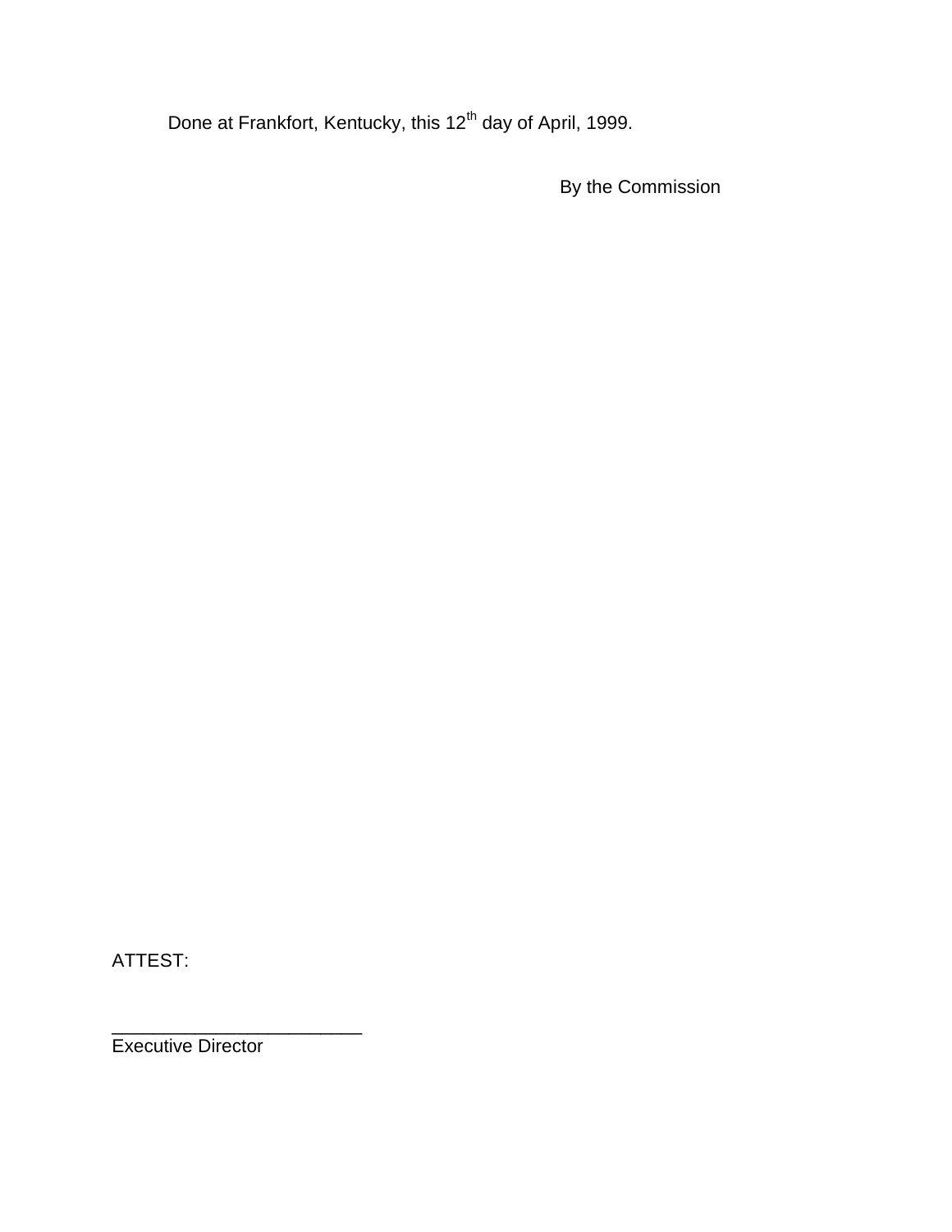Done at Frankfort, Kentucky, this 12th day of April, 1999.

By the Commission

ATTEST:

________________________
Executive Director